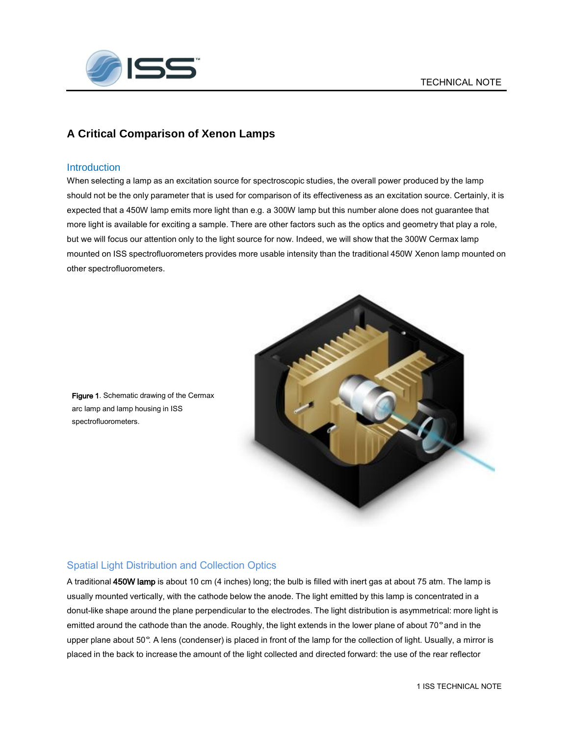# A Critical Comparison of Xenon Lamps

## Introduction

When selecting a lamp as an excitation source for spectroscopic studies, the overall power produced by the lamp should not be the only parameter that is used for comparison of its effectiveness as an excitation source. Certainly, it is expected that a 450W lamp emits more light than e.g. a 300W lamp but this number alone does not guarantee that more light is available for exciting a sample. There are other factors such as the optics and geometry that play a role, but we will focus our attention only to the light source for now. Indeed, we will show that the 300W Cermax lamp mounted on ISS spectrofluorometers provides more usable intensity than the traditional 450W Xenon lamp mounted on other spectrofluorometers.

**Figure 1**. Schematic drawing of the Cermax arc lamp and lamp housing in ISS spectrofluorometers.

## Spatial Light Distribution and Collection Optics

A traditional **450W lamp** is about 10 cm (4 inches) long; the bulb is filled with inert gas at about 75 atm. The lamp is usually mounted vertically, with the cathode below the anode. The light emitted by this lamp is concentrated in a donut-like shape around the plane perpendicular to the electrodes. The light distribution is asymmetrical: more light is emitted around the cathode than the anode. Roughly, the light extends in the lower plane of about 70° and in the upper plane about 50°. A lens (condenser) is placed in front of the lamp for the collection of light. Usually, a mirror is placed in the back to increase the amount of the light collected and directed forward: the use of the rear reflector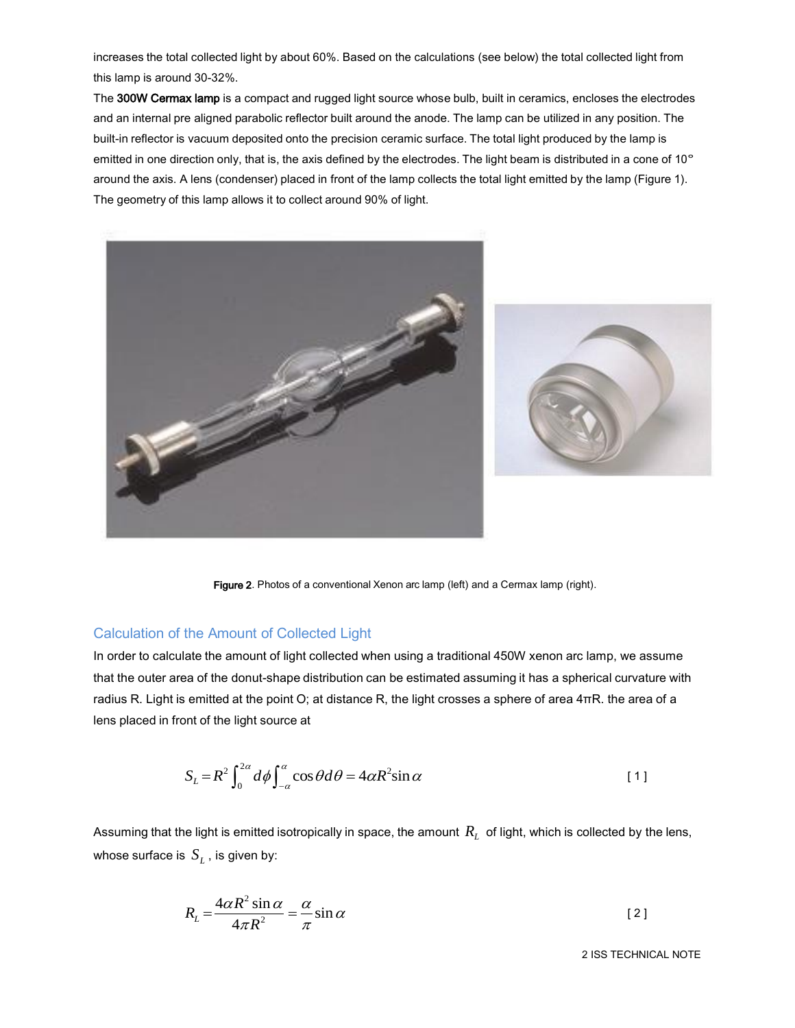increases the total collected light by about 60%. Based on the calculations (see below) the total collected light from this lamp is around 30-32%.

The **300W Cermax lamp** is a compact and rugged light source whose bulb, built in ceramics, encloses the electrodes and an internal pre aligned parabolic reflector built around the anode. The lamp can be utilized in any position. The built-in reflector is vacuum deposited onto the precision ceramic surface. The total light produced by the lamp is emitted in one direction only, that is, the axis defined by the electrodes. The light beam is distributed in a cone of 10° around the axis. A lens (condenser) placed in front of the lamp collects the total light emitted by the lamp (Figure 1). The geometry of this lamp allows it to collect around 90% of light.

**Figure 2**. Photos of a conventional Xenon arc lamp (left) and a Cermax lamp (right).

## Calculation of the Amount of Collected Light

In order to calculate the amount of light collected when using a traditional 450W xenon arc lamp, we assume that the outer area of the donut-shape distribution can be estimated assuming it has a spherical curvature with radius R. Light is emitted at the point O; at distance R, the light crosses a sphere of area 4πR. the area of a lens placed in front of the light source at

$$S_L = R^2 \int_0^{2\alpha} d\phi \int_{-\alpha}^{\alpha} \cos\theta d\theta = 4\alpha R^2 \sin\alpha \qquad [1]$$

Assuming that the light is emitted isotropically in space, the amount $R_L$ of light, which is collected by the lens, whose surface is $S_L$, is given by:

$$R_L = \frac{4\alpha R^2 \sin\alpha}{4\pi R^2} = \frac{\alpha}{\pi}\sin\alpha \qquad [2]$$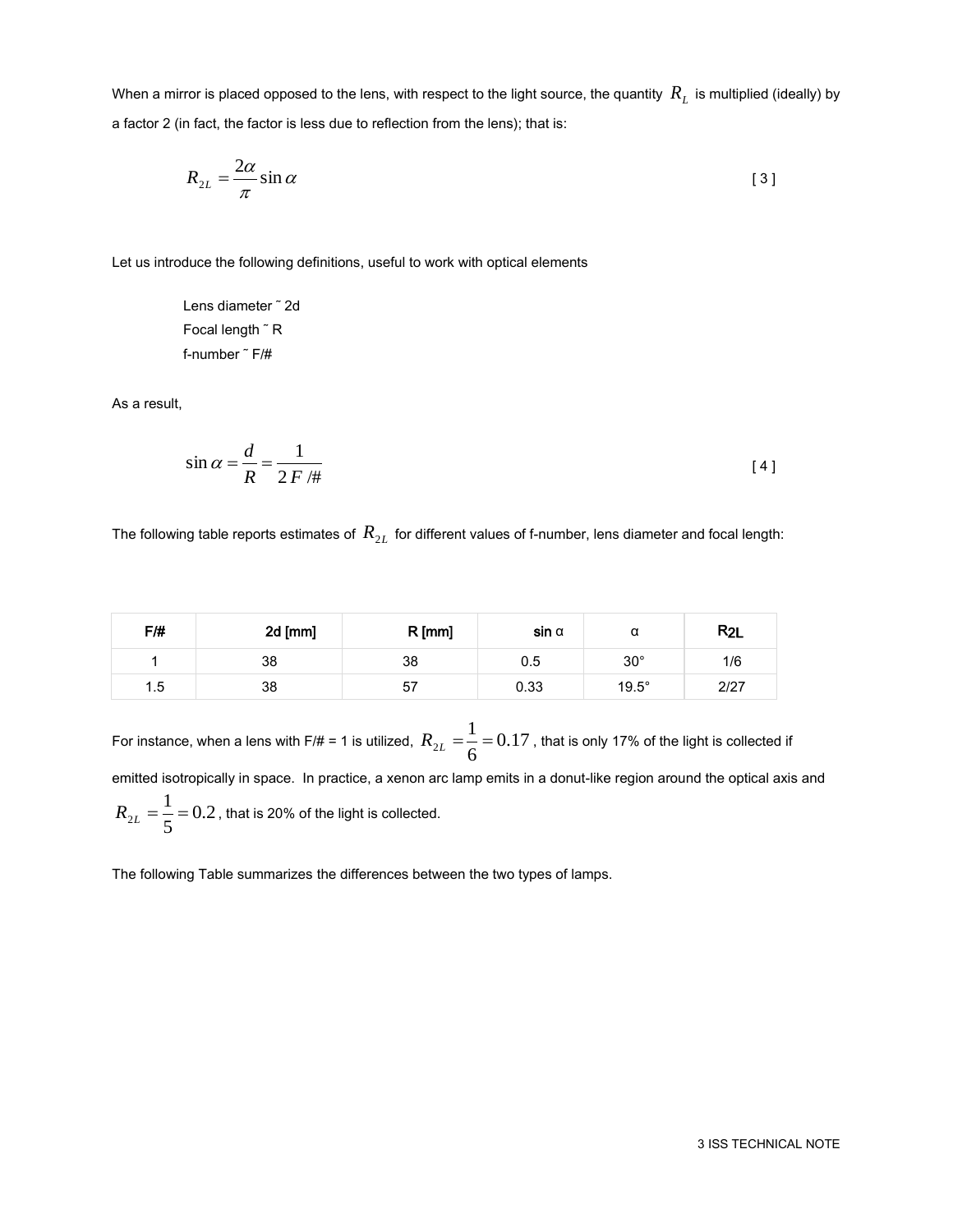When a mirror is placed opposed to the lens, with respect to the light source, the quantity $R_L$ is multiplied (ideally) by a factor 2 (in fact, the factor is less due to reflection from the lens); that is:

$$R_{2L} = \frac{2\alpha}{\pi}\sin\alpha \qquad [3]$$

Let us introduce the following definitions, useful to work with optical elements

Lens diameter ˜ 2d
Focal length ˜ R
f-number ˜ F/#

As a result,

$$\sin\alpha = \frac{d}{R} = \frac{1}{2F/\#} \qquad [4]$$

The following table reports estimates of $R_{2L}$ for different values of f-number, lens diameter and focal length:

| F/# | 2d [mm] | R [mm] | sin α | α | R2L |
|---|---|---|---|---|---|
| 1 | 38 | 38 | 0.5 | 30° | 1/6 |
| 1.5 | 38 | 57 | 0.33 | 19.5° | 2/27 |

For instance, when a lens with F/# = 1 is utilized, $R_{2L} = \frac{1}{6} = 0.17$, that is only 17% of the light is collected if emitted isotropically in space. In practice, a xenon arc lamp emits in a donut-like region around the optical axis and $R_{2L} = \frac{1}{5} = 0.2$, that is 20% of the light is collected.

The following Table summarizes the differences between the two types of lamps.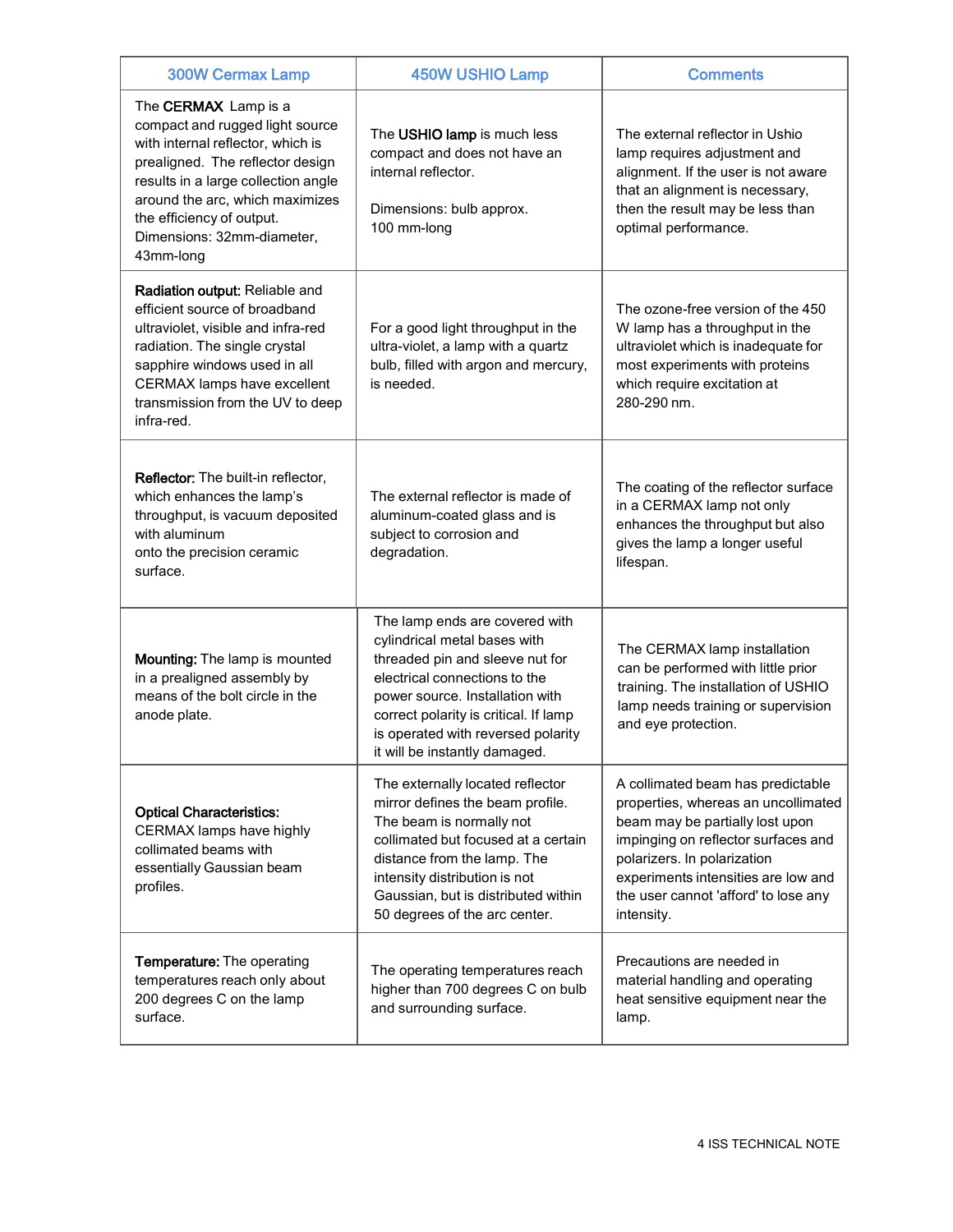| 300W Cermax Lamp | 450W USHIO Lamp | Comments |
|---|---|---|
| The **CERMAX** Lamp is a compact and rugged light source with internal reflector, which is prealigned. The reflector design results in a large collection angle around the arc, which maximizes the efficiency of output. Dimensions: 32mm-diameter, 43mm-long | The **USHIO lamp** is much less compact and does not have an internal reflector.<br><br>Dimensions: bulb approx. 100 mm-long | The external reflector in Ushio lamp requires adjustment and alignment. If the user is not aware that an alignment is necessary, then the result may be less than optimal performance. |
| **Radiation output:** Reliable and efficient source of broadband ultraviolet, visible and infra-red radiation. The single crystal sapphire windows used in all CERMAX lamps have excellent transmission from the UV to deep infra-red. | For a good light throughput in the ultra-violet, a lamp with a quartz bulb, filled with argon and mercury, is needed. | The ozone-free version of the 450 W lamp has a throughput in the ultraviolet which is inadequate for most experiments with proteins which require excitation at 280-290 nm. |
| **Reflector:** The built-in reflector, which enhances the lamp's throughput, is vacuum deposited with aluminum onto the precision ceramic surface. | The external reflector is made of aluminum-coated glass and is subject to corrosion and degradation. | The coating of the reflector surface in a CERMAX lamp not only enhances the throughput but also gives the lamp a longer useful lifespan. |
| **Mounting:** The lamp is mounted in a prealigned assembly by means of the bolt circle in the anode plate. | The lamp ends are covered with cylindrical metal bases with threaded pin and sleeve nut for electrical connections to the power source. Installation with correct polarity is critical. If lamp is operated with reversed polarity it will be instantly damaged. | The CERMAX lamp installation can be performed with little prior training. The installation of USHIO lamp needs training or supervision and eye protection. |
| **Optical Characteristics:** CERMAX lamps have highly collimated beams with essentially Gaussian beam profiles. | The externally located reflector mirror defines the beam profile. The beam is normally not collimated but focused at a certain distance from the lamp. The intensity distribution is not Gaussian, but is distributed within 50 degrees of the arc center. | A collimated beam has predictable properties, whereas an uncollimated beam may be partially lost upon impinging on reflector surfaces and polarizers. In polarization experiments intensities are low and the user cannot 'afford' to lose any intensity. |
| **Temperature:** The operating temperatures reach only about 200 degrees C on the lamp surface. | The operating temperatures reach higher than 700 degrees C on bulb and surrounding surface. | Precautions are needed in material handling and operating heat sensitive equipment near the lamp. |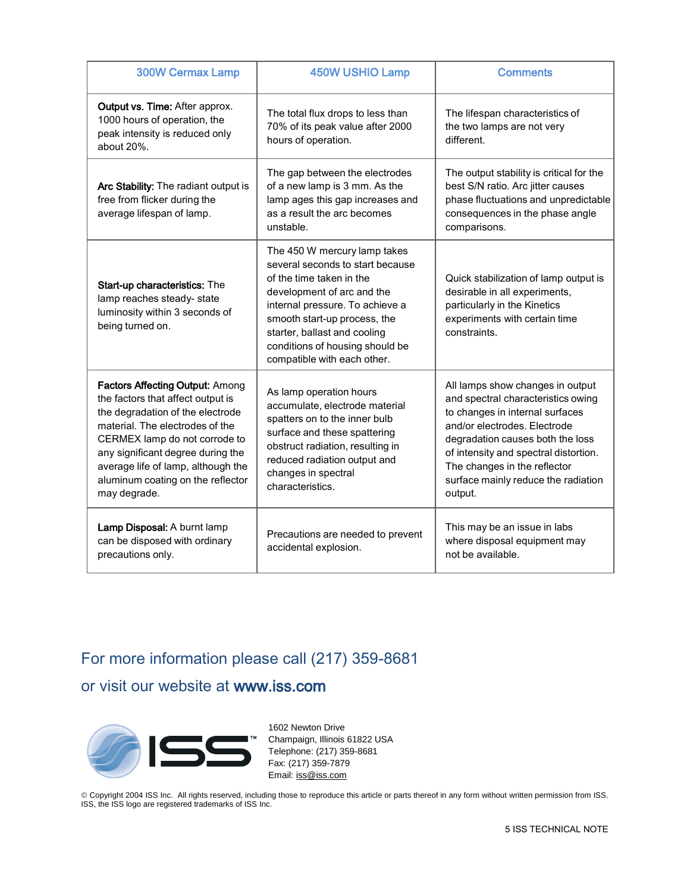| 300W Cermax Lamp | 450W USHIO Lamp | Comments |
|---|---|---|
| **Output vs. Time:** After approx. 1000 hours of operation, the peak intensity is reduced only about 20%. | The total flux drops to less than 70% of its peak value after 2000 hours of operation. | The lifespan characteristics of the two lamps are not very different. |
| **Arc Stability:** The radiant output is free from flicker during the average lifespan of lamp. | The gap between the electrodes of a new lamp is 3 mm. As the lamp ages this gap increases and as a result the arc becomes unstable. | The output stability is critical for the best S/N ratio. Arc jitter causes phase fluctuations and unpredictable consequences in the phase angle comparisons. |
| **Start-up characteristics:** The lamp reaches steady- state luminosity within 3 seconds of being turned on. | The 450 W mercury lamp takes several seconds to start because of the time taken in the development of arc and the internal pressure. To achieve a smooth start-up process, the starter, ballast and cooling conditions of housing should be compatible with each other. | Quick stabilization of lamp output is desirable in all experiments, particularly in the Kinetics experiments with certain time constraints. |
| **Factors Affecting Output:** Among the factors that affect output is the degradation of the electrode material. The electrodes of the CERMEX lamp do not corrode to any significant degree during the average life of lamp, although the aluminum coating on the reflector may degrade. | As lamp operation hours accumulate, electrode material spatters on to the inner bulb surface and these spattering obstruct radiation, resulting in reduced radiation output and changes in spectral characteristics. | All lamps show changes in output and spectral characteristics owing to changes in internal surfaces and/or electrodes. Electrode degradation causes both the loss of intensity and spectral distortion. The changes in the reflector surface mainly reduce the radiation output. |
| **Lamp Disposal:** A burnt lamp can be disposed with ordinary precautions only. | Precautions are needed to prevent accidental explosion. | This may be an issue in labs where disposal equipment may not be available. |

For more information please call (217) 359-8681

or visit our website at **www.iss.com**

ISS™

1602 Newton Drive
Champaign, Illinois 61822 USA
Telephone: (217) 359-8681
Fax: (217) 359-7879
Email: iss@iss.com

© Copyright 2004 ISS Inc. All rights reserved, including those to reproduce this article or parts thereof in any form without written permission from ISS. ISS, the ISS logo are registered trademarks of ISS Inc.